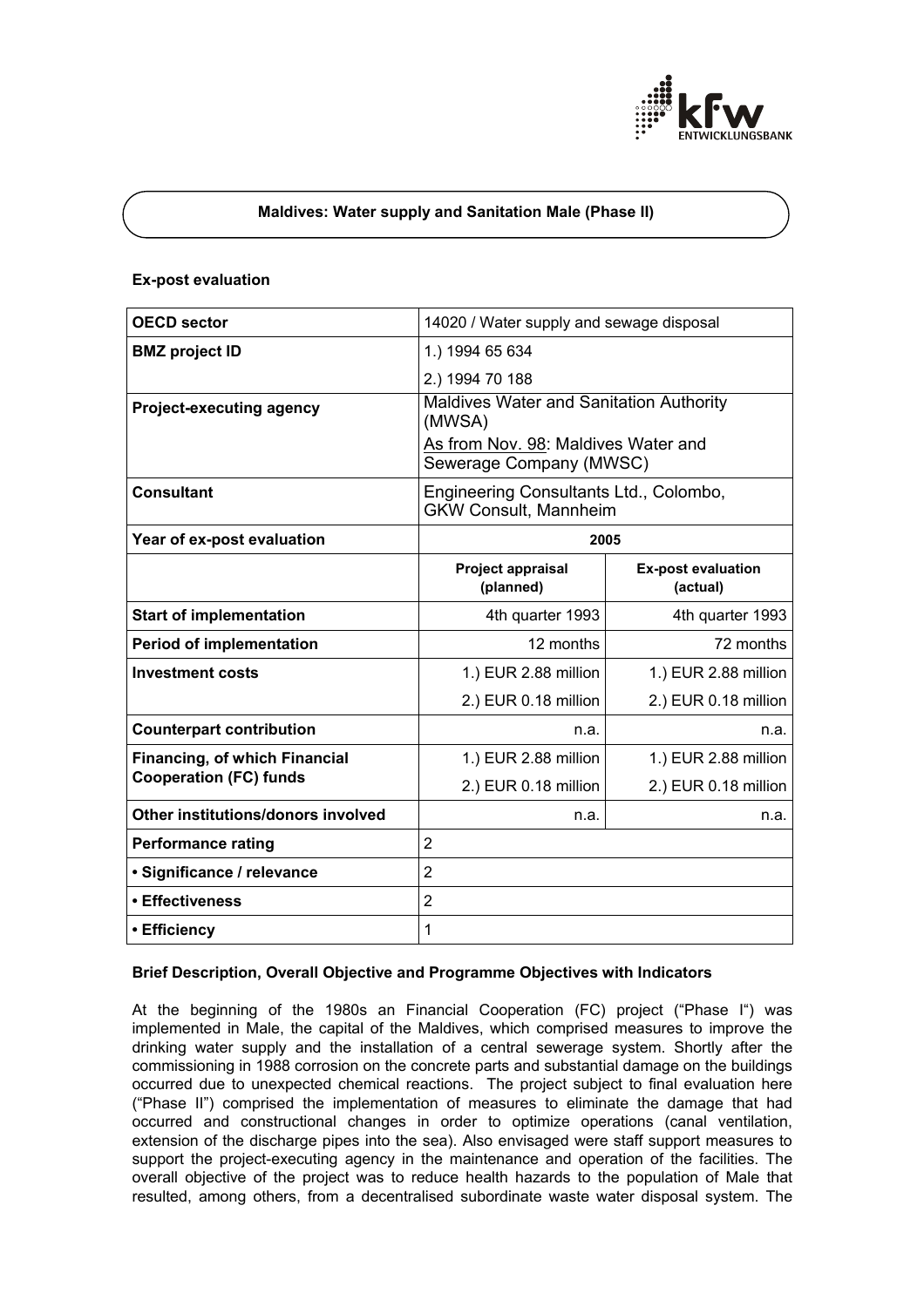# Maldives: Water supply and Sanitation Male (Phase II)

### Ex-post evaluation

| OECD sector | 14020 / Water supply and sewage disposal | |
|---|---|---|
| BMZ project ID | 1.) 1994 65 634<br>2.) 1994 70 188 | |
| Project-executing agency | Maldives Water and Sanitation Authority (MWSA)<br>As from Nov. 98: Maldives Water and Sewerage Company (MWSC) | |
| Consultant | Engineering Consultants Ltd., Colombo, GKW Consult, Mannheim | |
| Year of ex-post evaluation | 2005 | |
| | **Project appraisal (planned)** | **Ex-post evaluation (actual)** |
| Start of implementation | 4th quarter 1993 | 4th quarter 1993 |
| Period of implementation | 12 months | 72 months |
| Investment costs | 1.) EUR 2.88 million<br>2.) EUR 0.18 million | 1.) EUR 2.88 million<br>2.) EUR 0.18 million |
| Counterpart contribution | n.a. | n.a. |
| Financing, of which Financial Cooperation (FC) funds | 1.) EUR 2.88 million<br>2.) EUR 0.18 million | 1.) EUR 2.88 million<br>2.) EUR 0.18 million |
| Other institutions/donors involved | n.a. | n.a. |
| Performance rating | 2 | |
| • Significance / relevance | 2 | |
| • Effectiveness | 2 | |
| • Efficiency | 1 | |

### Brief Description, Overall Objective and Programme Objectives with Indicators

At the beginning of the 1980s an Financial Cooperation (FC) project ("Phase I") was implemented in Male, the capital of the Maldives, which comprised measures to improve the drinking water supply and the installation of a central sewerage system. Shortly after the commissioning in 1988 corrosion on the concrete parts and substantial damage on the buildings occurred due to unexpected chemical reactions. The project subject to final evaluation here ("Phase II") comprised the implementation of measures to eliminate the damage that had occurred and constructional changes in order to optimize operations (canal ventilation, extension of the discharge pipes into the sea). Also envisaged were staff support measures to support the project-executing agency in the maintenance and operation of the facilities. The overall objective of the project was to reduce health hazards to the population of Male that resulted, among others, from a decentralised subordinate waste water disposal system. The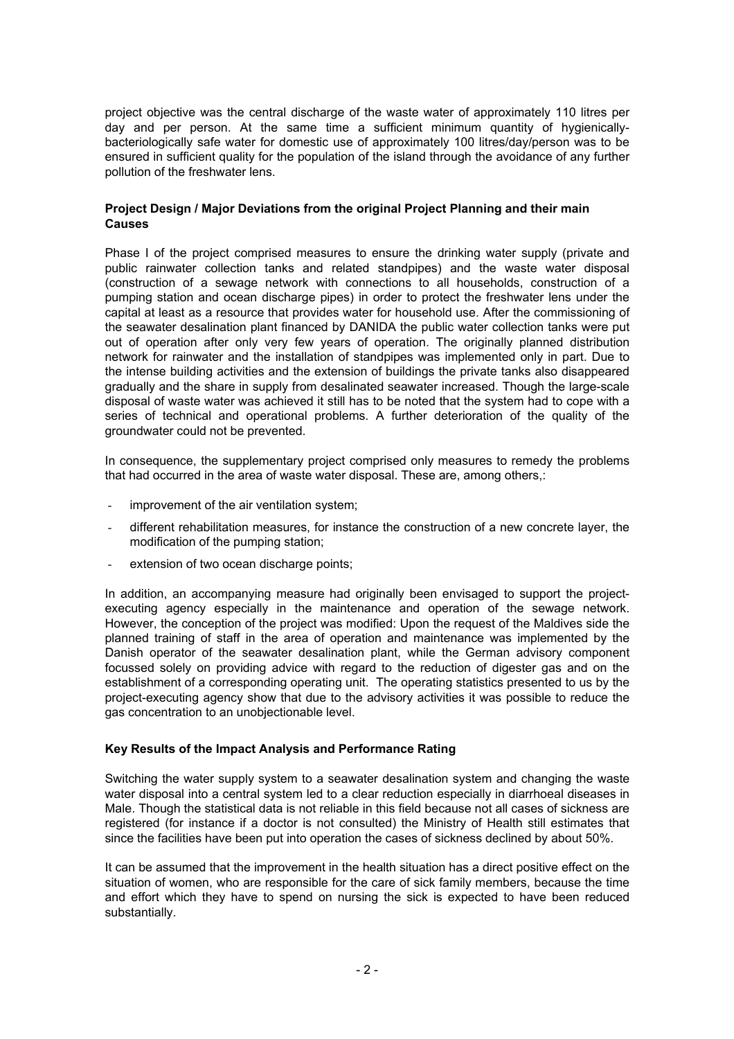project objective was the central discharge of the waste water of approximately 110 litres per day and per person. At the same time a sufficient minimum quantity of hygienically-bacteriologically safe water for domestic use of approximately 100 litres/day/person was to be ensured in sufficient quality for the population of the island through the avoidance of any further pollution of the freshwater lens.

### Project Design / Major Deviations from the original Project Planning and their main Causes

Phase I of the project comprised measures to ensure the drinking water supply (private and public rainwater collection tanks and related standpipes) and the waste water disposal (construction of a sewage network with connections to all households, construction of a pumping station and ocean discharge pipes) in order to protect the freshwater lens under the capital at least as a resource that provides water for household use. After the commissioning of the seawater desalination plant financed by DANIDA the public water collection tanks were put out of operation after only very few years of operation. The originally planned distribution network for rainwater and the installation of standpipes was implemented only in part. Due to the intense building activities and the extension of buildings the private tanks also disappeared gradually and the share in supply from desalinated seawater increased. Though the large-scale disposal of waste water was achieved it still has to be noted that the system had to cope with a series of technical and operational problems. A further deterioration of the quality of the groundwater could not be prevented.

In consequence, the supplementary project comprised only measures to remedy the problems that had occurred in the area of waste water disposal. These are, among others,:

- improvement of the air ventilation system;
- different rehabilitation measures, for instance the construction of a new concrete layer, the modification of the pumping station;
- extension of two ocean discharge points;

In addition, an accompanying measure had originally been envisaged to support the project-executing agency especially in the maintenance and operation of the sewage network. However, the conception of the project was modified: Upon the request of the Maldives side the planned training of staff in the area of operation and maintenance was implemented by the Danish operator of the seawater desalination plant, while the German advisory component focussed solely on providing advice with regard to the reduction of digester gas and on the establishment of a corresponding operating unit. The operating statistics presented to us by the project-executing agency show that due to the advisory activities it was possible to reduce the gas concentration to an unobjectionable level.

### Key Results of the Impact Analysis and Performance Rating

Switching the water supply system to a seawater desalination system and changing the waste water disposal into a central system led to a clear reduction especially in diarrhoeal diseases in Male. Though the statistical data is not reliable in this field because not all cases of sickness are registered (for instance if a doctor is not consulted) the Ministry of Health still estimates that since the facilities have been put into operation the cases of sickness declined by about 50%.

It can be assumed that the improvement in the health situation has a direct positive effect on the situation of women, who are responsible for the care of sick family members, because the time and effort which they have to spend on nursing the sick is expected to have been reduced substantially.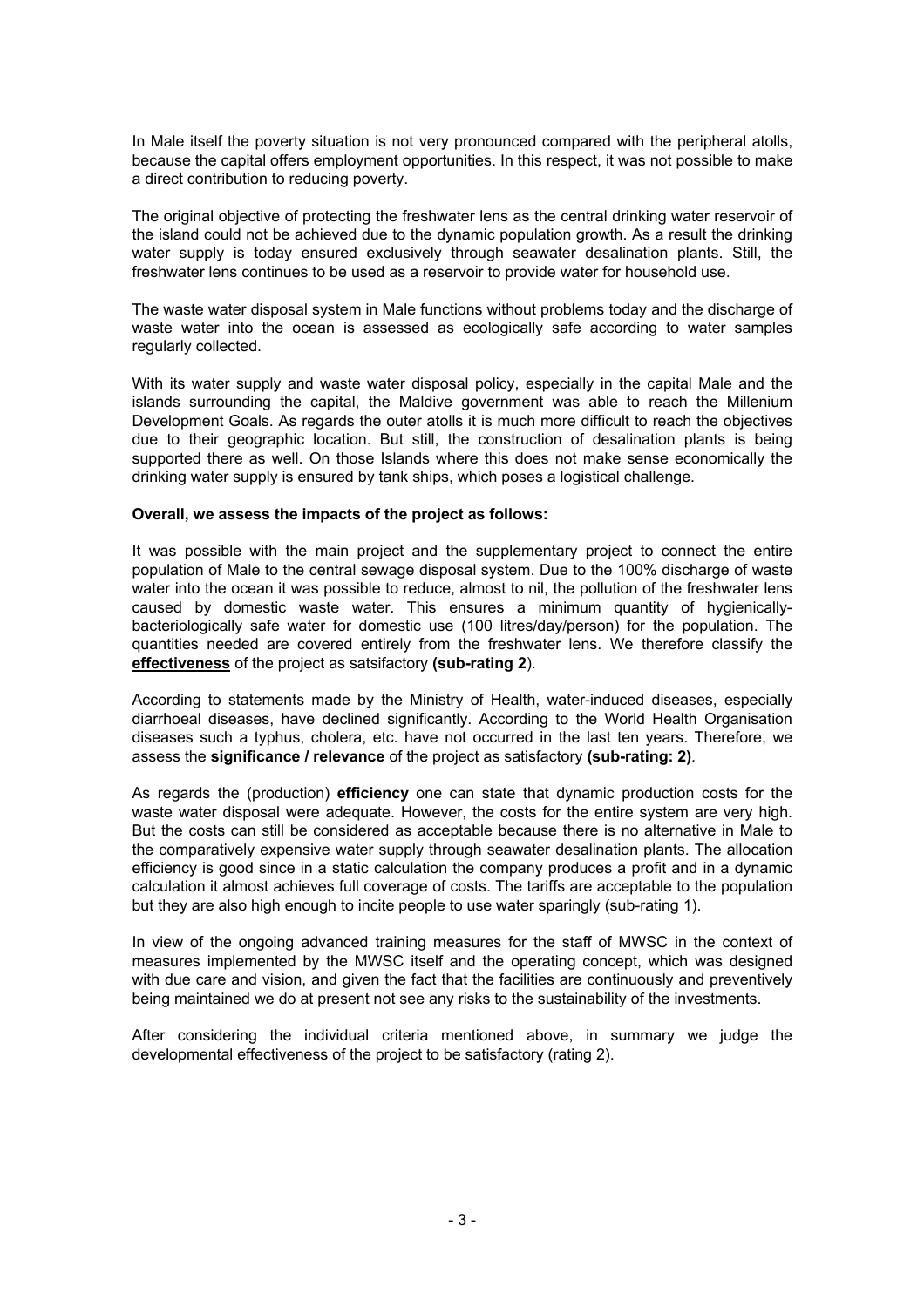In Male itself the poverty situation is not very pronounced compared with the peripheral atolls, because the capital offers employment opportunities. In this respect, it was not possible to make a direct contribution to reducing poverty.

The original objective of protecting the freshwater lens as the central drinking water reservoir of the island could not be achieved due to the dynamic population growth. As a result the drinking water supply is today ensured exclusively through seawater desalination plants. Still, the freshwater lens continues to be used as a reservoir to provide water for household use.

The waste water disposal system in Male functions without problems today and the discharge of waste water into the ocean is assessed as ecologically safe according to water samples regularly collected.

With its water supply and waste water disposal policy, especially in the capital Male and the islands surrounding the capital, the Maldive government was able to reach the Millenium Development Goals. As regards the outer atolls it is much more difficult to reach the objectives due to their geographic location. But still, the construction of desalination plants is being supported there as well. On those Islands where this does not make sense economically the drinking water supply is ensured by tank ships, which poses a logistical challenge.

**Overall, we assess the impacts of the project as follows:**

It was possible with the main project and the supplementary project to connect the entire population of Male to the central sewage disposal system. Due to the 100% discharge of waste water into the ocean it was possible to reduce, almost to nil, the pollution of the freshwater lens caused by domestic waste water. This ensures a minimum quantity of hygienically-bacteriologically safe water for domestic use (100 litres/day/person) for the population. The quantities needed are covered entirely from the freshwater lens. We therefore classify the **effectiveness** of the project as satsifactory **(sub-rating 2**).

According to statements made by the Ministry of Health, water-induced diseases, especially diarrhoeal diseases, have declined significantly. According to the World Health Organisation diseases such a typhus, cholera, etc. have not occurred in the last ten years. Therefore, we assess the **significance / relevance** of the project as satisfactory **(sub-rating: 2)**.

As regards the (production) **efficiency** one can state that dynamic production costs for the waste water disposal were adequate. However, the costs for the entire system are very high. But the costs can still be considered as acceptable because there is no alternative in Male to the comparatively expensive water supply through seawater desalination plants. The allocation efficiency is good since in a static calculation the company produces a profit and in a dynamic calculation it almost achieves full coverage of costs. The tariffs are acceptable to the population but they are also high enough to incite people to use water sparingly (sub-rating 1).

In view of the ongoing advanced training measures for the staff of MWSC in the context of measures implemented by the MWSC itself and the operating concept, which was designed with due care and vision, and given the fact that the facilities are continuously and preventively being maintained we do at present not see any risks to the sustainability of the investments.

After considering the individual criteria mentioned above, in summary we judge the developmental effectiveness of the project to be satisfactory (rating 2).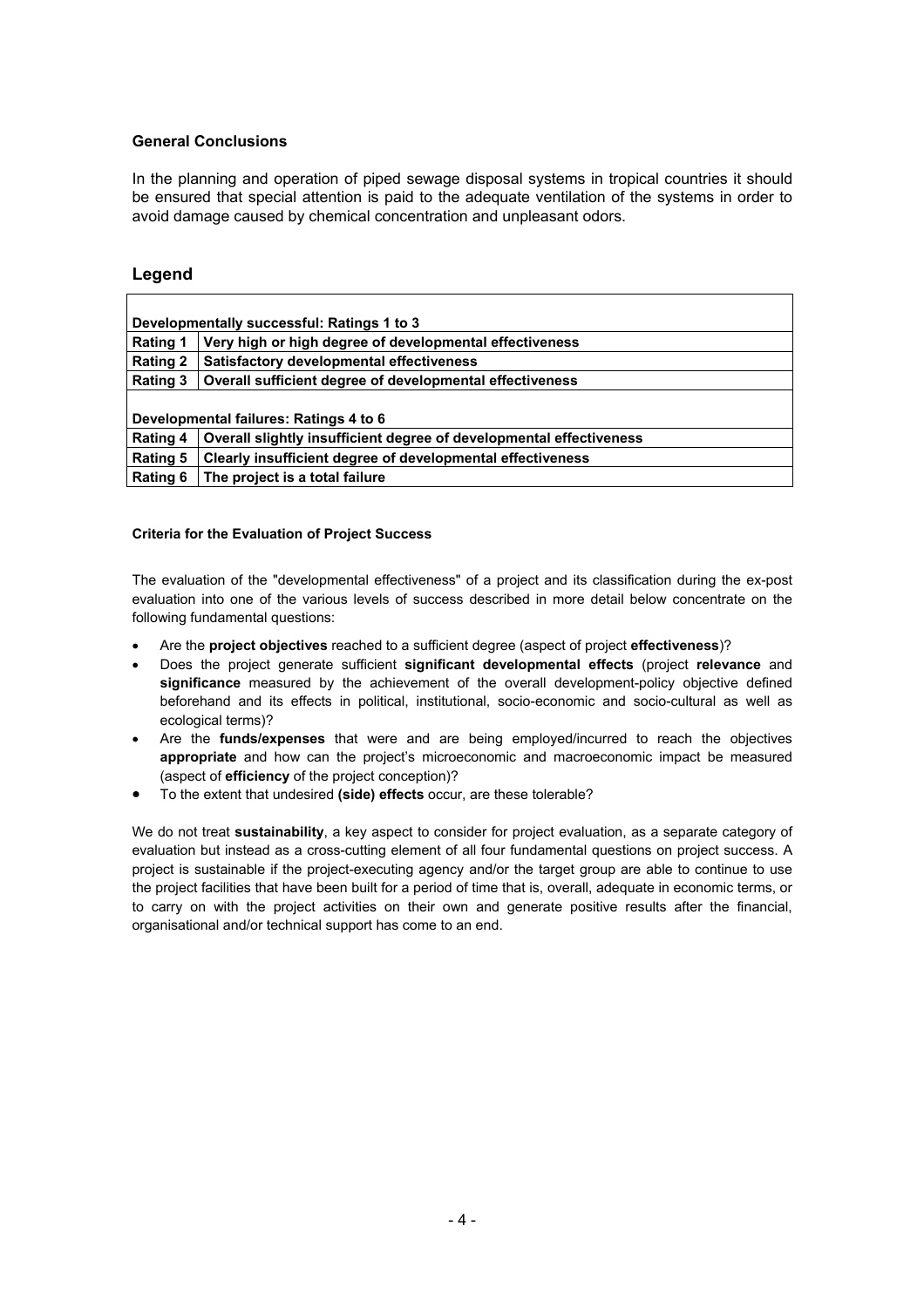**General Conclusions**

In the planning and operation of piped sewage disposal systems in tropical countries it should be ensured that special attention is paid to the adequate ventilation of the systems in order to avoid damage caused by chemical concentration and unpleasant odors.

## Legend

| | |
|---|---|
| **Developmentally successful: Ratings 1 to 3** | |
| **Rating 1** | **Very high or high degree of developmental effectiveness** |
| **Rating 2** | **Satisfactory developmental effectiveness** |
| **Rating 3** | **Overall sufficient degree of developmental effectiveness** |
| **Developmental failures: Ratings 4 to 6** | |
| **Rating 4** | **Overall slightly insufficient degree of developmental effectiveness** |
| **Rating 5** | **Clearly insufficient degree of developmental effectiveness** |
| **Rating 6** | **The project is a total failure** |

**Criteria for the Evaluation of Project Success**

The evaluation of the "developmental effectiveness" of a project and its classification during the ex-post evaluation into one of the various levels of success described in more detail below concentrate on the following fundamental questions:

- Are the **project objectives** reached to a sufficient degree (aspect of project **effectiveness**)?
- Does the project generate sufficient **significant developmental effects** (project **relevance** and **significance** measured by the achievement of the overall development-policy objective defined beforehand and its effects in political, institutional, socio-economic and socio-cultural as well as ecological terms)?
- Are the **funds/expenses** that were and are being employed/incurred to reach the objectives **appropriate** and how can the project's microeconomic and macroeconomic impact be measured (aspect of **efficiency** of the project conception)?
- To the extent that undesired **(side) effects** occur, are these tolerable?

We do not treat **sustainability**, a key aspect to consider for project evaluation, as a separate category of evaluation but instead as a cross-cutting element of all four fundamental questions on project success. A project is sustainable if the project-executing agency and/or the target group are able to continue to use the project facilities that have been built for a period of time that is, overall, adequate in economic terms, or to carry on with the project activities on their own and generate positive results after the financial, organisational and/or technical support has come to an end.